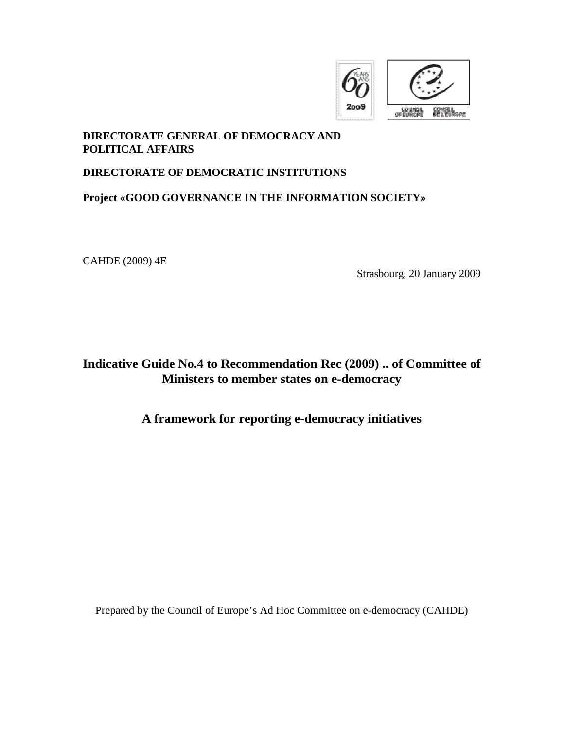**DIRECTORATE GENERAL OF DEMOCRACY AND POLITICAL AFFAIRS**

**DIRECTORATE OF DEMOCRATIC INSTITUTIONS**

**Project «GOOD GOVERNANCE IN THE INFORMATION SOCIETY»**

CAHDE (2009) 4E

Strasbourg, 20 January 2009

# Indicative Guide No.4 to Recommendation Rec (2009) .. of Committee of Ministers to member states on e-democracy

## A framework for reporting e-democracy initiatives

Prepared by the Council of Europe's Ad Hoc Committee on e-democracy (CAHDE)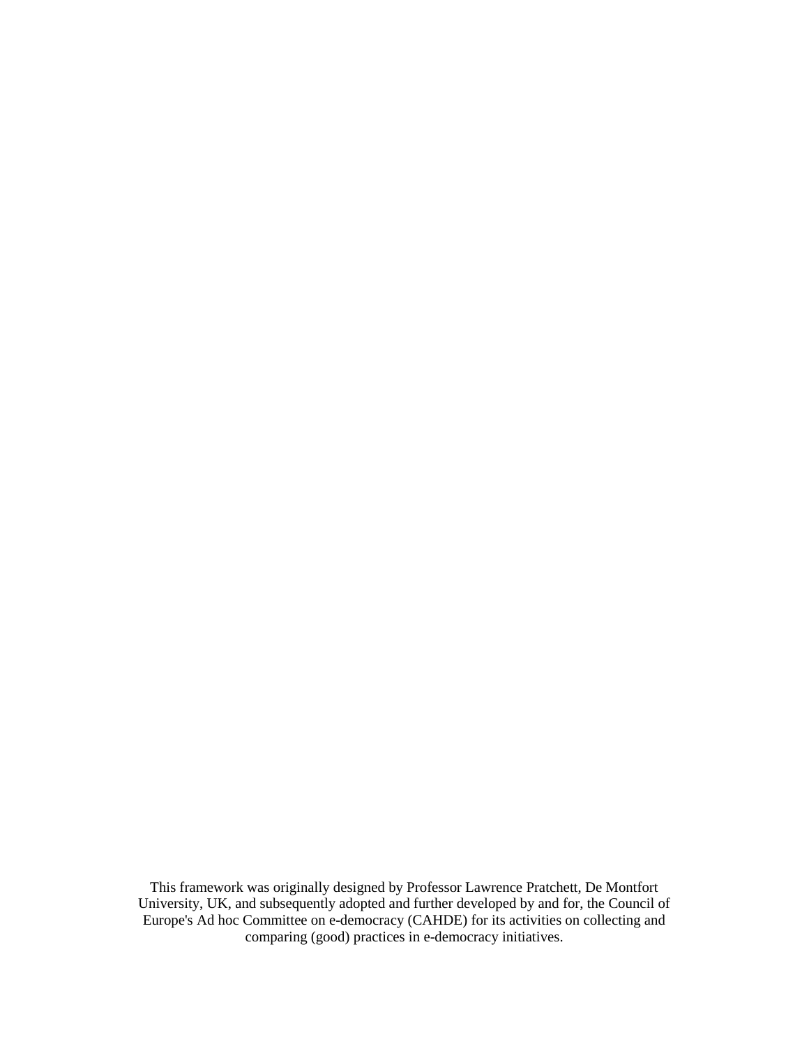This framework was originally designed by Professor Lawrence Pratchett, De Montfort University, UK, and subsequently adopted and further developed by and for, the Council of Europe's Ad hoc Committee on e-democracy (CAHDE) for its activities on collecting and comparing (good) practices in e-democracy initiatives.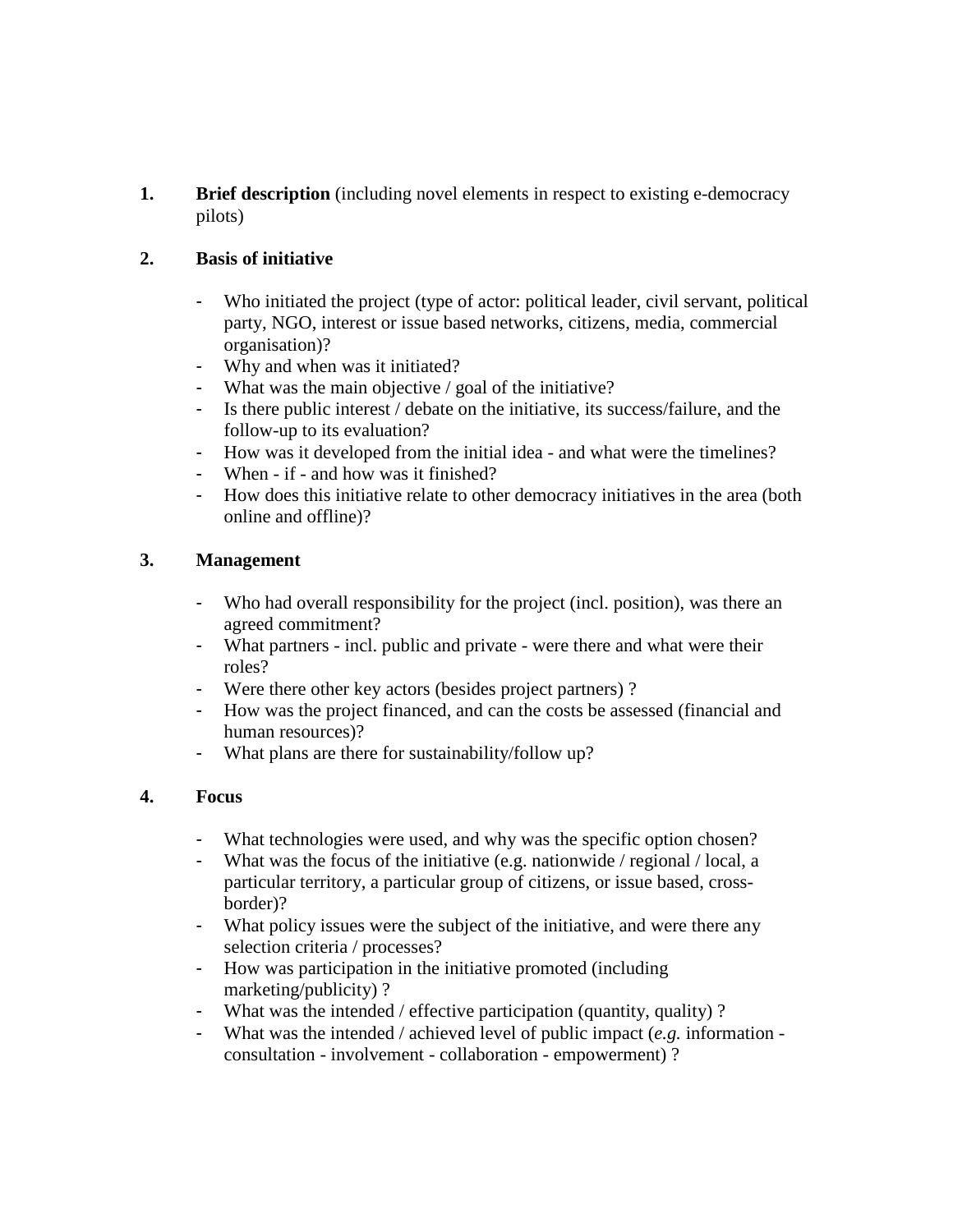1. **Brief description** (including novel elements in respect to existing e-democracy pilots)

2. **Basis of initiative**

   - Who initiated the project (type of actor: political leader, civil servant, political party, NGO, interest or issue based networks, citizens, media, commercial organisation)?
   - Why and when was it initiated?
   - What was the main objective / goal of the initiative?
   - Is there public interest / debate on the initiative, its success/failure, and the follow-up to its evaluation?
   - How was it developed from the initial idea - and what were the timelines?
   - When - if - and how was it finished?
   - How does this initiative relate to other democracy initiatives in the area (both online and offline)?

3. **Management**

   - Who had overall responsibility for the project (incl. position), was there an agreed commitment?
   - What partners - incl. public and private - were there and what were their roles?
   - Were there other key actors (besides project partners) ?
   - How was the project financed, and can the costs be assessed (financial and human resources)?
   - What plans are there for sustainability/follow up?

4. **Focus**

   - What technologies were used, and why was the specific option chosen?
   - What was the focus of the initiative (e.g. nationwide / regional / local, a particular territory, a particular group of citizens, or issue based, cross-border)?
   - What policy issues were the subject of the initiative, and were there any selection criteria / processes?
   - How was participation in the initiative promoted (including marketing/publicity) ?
   - What was the intended / effective participation (quantity, quality) ?
   - What was the intended / achieved level of public impact (*e.g.* information - consultation - involvement - collaboration - empowerment) ?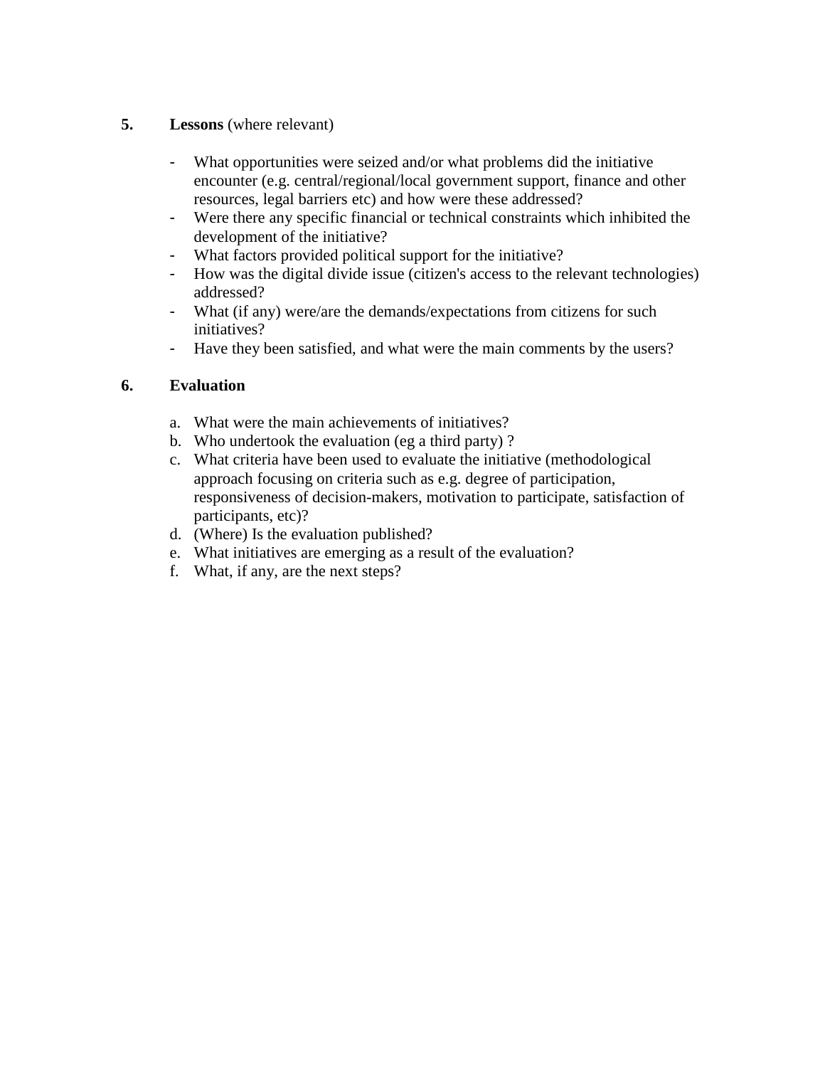**5. Lessons** (where relevant)

- What opportunities were seized and/or what problems did the initiative encounter (e.g. central/regional/local government support, finance and other resources, legal barriers etc) and how were these addressed?
- Were there any specific financial or technical constraints which inhibited the development of the initiative?
- What factors provided political support for the initiative?
- How was the digital divide issue (citizen's access to the relevant technologies) addressed?
- What (if any) were/are the demands/expectations from citizens for such initiatives?
- Have they been satisfied, and what were the main comments by the users?

**6. Evaluation**

a. What were the main achievements of initiatives?
b. Who undertook the evaluation (eg a third party) ?
c. What criteria have been used to evaluate the initiative (methodological approach focusing on criteria such as e.g. degree of participation, responsiveness of decision-makers, motivation to participate, satisfaction of participants, etc)?
d. (Where) Is the evaluation published?
e. What initiatives are emerging as a result of the evaluation?
f. What, if any, are the next steps?